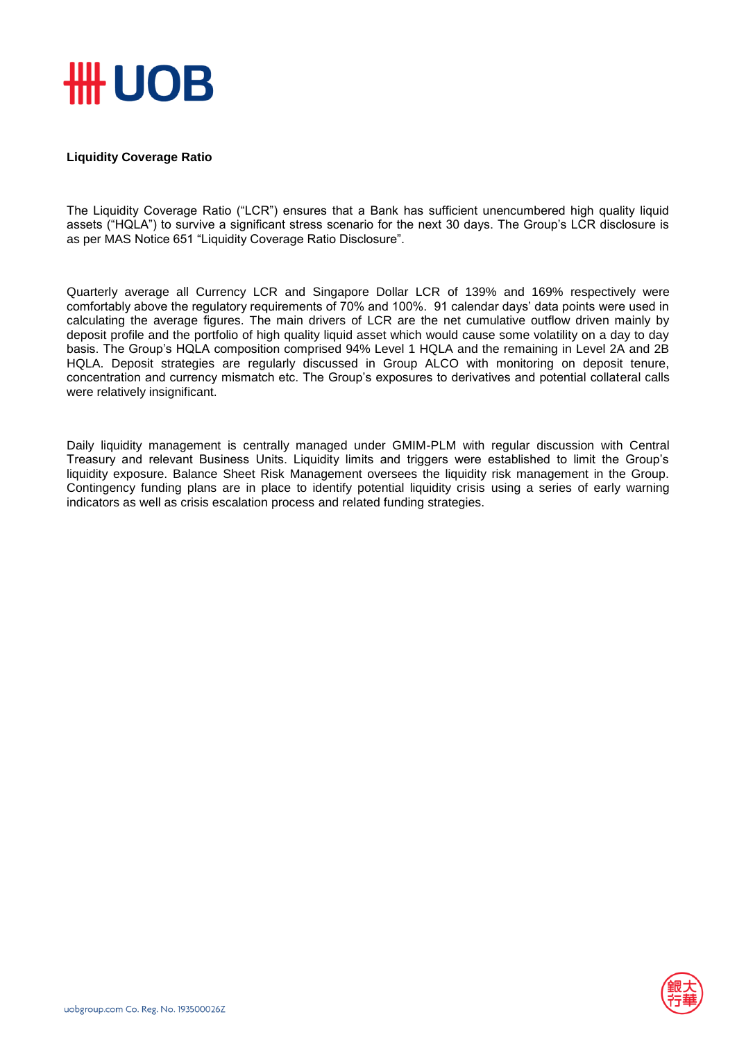## Liquidity Coverage Ratio

The Liquidity Coverage Ratio ("LCR") ensures that a Bank has sufficient unencumbered high quality liquid assets ("HQLA") to survive a significant stress scenario for the next 30 days. The Group's LCR disclosure is as per MAS Notice 651 "Liquidity Coverage Ratio Disclosure".

Quarterly average all Currency LCR and Singapore Dollar LCR of 139% and 169% respectively were comfortably above the regulatory requirements of 70% and 100%. 91 calendar days' data points were used in calculating the average figures. The main drivers of LCR are the net cumulative outflow driven mainly by deposit profile and the portfolio of high quality liquid asset which would cause some volatility on a day to day basis. The Group's HQLA composition comprised 94% Level 1 HQLA and the remaining in Level 2A and 2B HQLA. Deposit strategies are regularly discussed in Group ALCO with monitoring on deposit tenure, concentration and currency mismatch etc. The Group's exposures to derivatives and potential collateral calls were relatively insignificant.

Daily liquidity management is centrally managed under GMIM-PLM with regular discussion with Central Treasury and relevant Business Units. Liquidity limits and triggers were established to limit the Group's liquidity exposure. Balance Sheet Risk Management oversees the liquidity risk management in the Group. Contingency funding plans are in place to identify potential liquidity crisis using a series of early warning indicators as well as crisis escalation process and related funding strategies.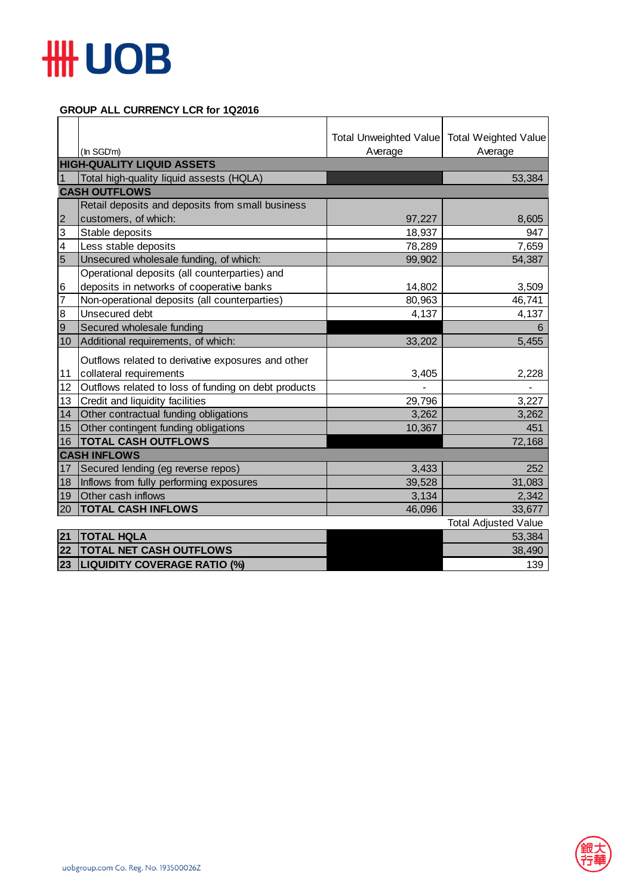UOB

## GROUP ALL CURRENCY LCR for 1Q2016

| | (In SGD'm) | Total Unweighted Value Average | Total Weighted Value Average |
|---|---|---|---|
| **HIGH-QUALITY LIQUID ASSETS** | | | |
| 1 | Total high-quality liquid assests (HQLA) | | 53,384 |
| **CASH OUTFLOWS** | | | |
| 2 | Retail deposits and deposits from small business customers, of which: | 97,227 | 8,605 |
| 3 | Stable deposits | 18,937 | 947 |
| 4 | Less stable deposits | 78,289 | 7,659 |
| 5 | Unsecured wholesale funding, of which: | 99,902 | 54,387 |
| 6 | Operational deposits (all counterparties) and deposits in networks of cooperative banks | 14,802 | 3,509 |
| 7 | Non-operational deposits (all counterparties) | 80,963 | 46,741 |
| 8 | Unsecured debt | 4,137 | 4,137 |
| 9 | Secured wholesale funding | | 6 |
| 10 | Additional requirements, of which: | 33,202 | 5,455 |
| 11 | Outflows related to derivative exposures and other collateral requirements | 3,405 | 2,228 |
| 12 | Outflows related to loss of funding on debt products | - | - |
| 13 | Credit and liquidity facilities | 29,796 | 3,227 |
| 14 | Other contractual funding obligations | 3,262 | 3,262 |
| 15 | Other contingent funding obligations | 10,367 | 451 |
| 16 | **TOTAL CASH OUTFLOWS** | | 72,168 |
| **CASH INFLOWS** | | | |
| 17 | Secured lending (eg reverse repos) | 3,433 | 252 |
| 18 | Inflows from fully performing exposures | 39,528 | 31,083 |
| 19 | Other cash inflows | 3,134 | 2,342 |
| 20 | **TOTAL CASH INFLOWS** | 46,096 | 33,677 |
| | | | Total Adjusted Value |
| **21** | **TOTAL HQLA** | | 53,384 |
| **22** | **TOTAL NET CASH OUTFLOWS** | | 38,490 |
| **23** | **LIQUIDITY COVERAGE RATIO (%)** | | 139 |

uobgroup.com Co. Reg. No. 193500026Z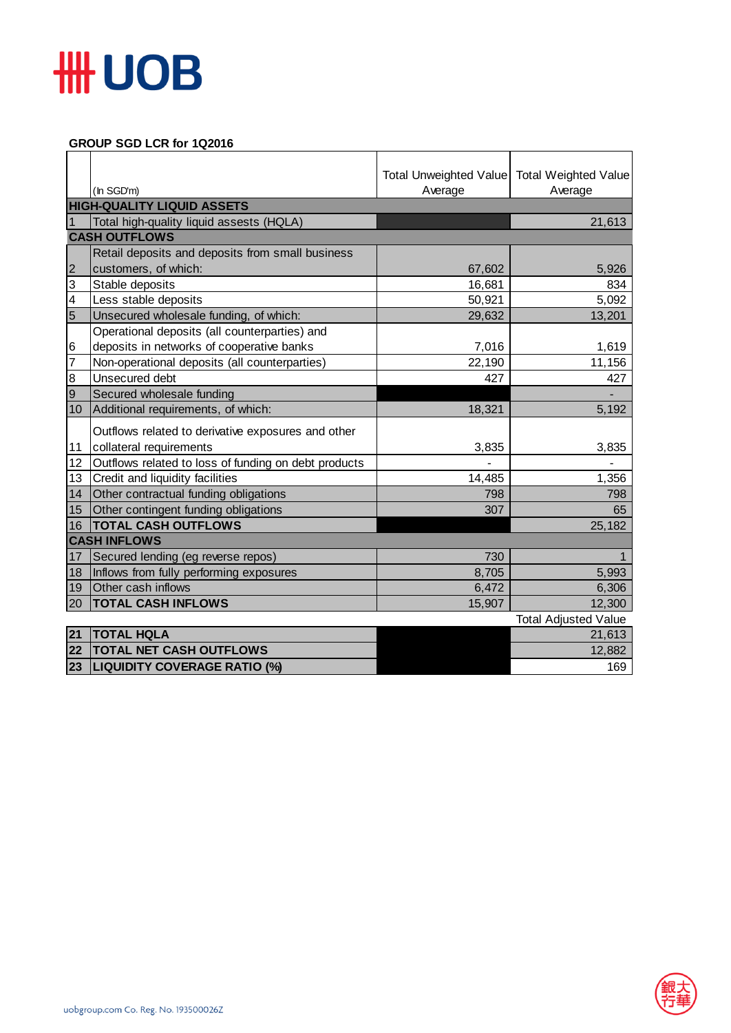**GROUP SGD LCR for 1Q2016**

| | (In SGD'm) | Total Unweighted Value Average | Total Weighted Value Average |
|---|---|---|---|
| **HIGH-QUALITY LIQUID ASSETS** | | | |
| 1 | Total high-quality liquid assests (HQLA) | | 21,613 |
| **CASH OUTFLOWS** | | | |
| 2 | Retail deposits and deposits from small business customers, of which: | 67,602 | 5,926 |
| 3 | Stable deposits | 16,681 | 834 |
| 4 | Less stable deposits | 50,921 | 5,092 |
| 5 | Unsecured wholesale funding, of which: | 29,632 | 13,201 |
| 6 | Operational deposits (all counterparties) and deposits in networks of cooperative banks | 7,016 | 1,619 |
| 7 | Non-operational deposits (all counterparties) | 22,190 | 11,156 |
| 8 | Unsecured debt | 427 | 427 |
| 9 | Secured wholesale funding | | - |
| 10 | Additional requirements, of which: | 18,321 | 5,192 |
| 11 | Outflows related to derivative exposures and other collateral requirements | 3,835 | 3,835 |
| 12 | Outflows related to loss of funding on debt products | - | - |
| 13 | Credit and liquidity facilities | 14,485 | 1,356 |
| 14 | Other contractual funding obligations | 798 | 798 |
| 15 | Other contingent funding obligations | 307 | 65 |
| 16 | **TOTAL CASH OUTFLOWS** | | 25,182 |
| **CASH INFLOWS** | | | |
| 17 | Secured lending (eg reverse repos) | 730 | 1 |
| 18 | Inflows from fully performing exposures | 8,705 | 5,993 |
| 19 | Other cash inflows | 6,472 | 6,306 |
| 20 | **TOTAL CASH INFLOWS** | 15,907 | 12,300 |
| | | | Total Adjusted Value |
| **21** | **TOTAL HQLA** | | 21,613 |
| **22** | **TOTAL NET CASH OUTFLOWS** | | 12,882 |
| **23** | **LIQUIDITY COVERAGE RATIO (%)** | | 169 |

uobgroup.com Co. Reg. No. 193500026Z